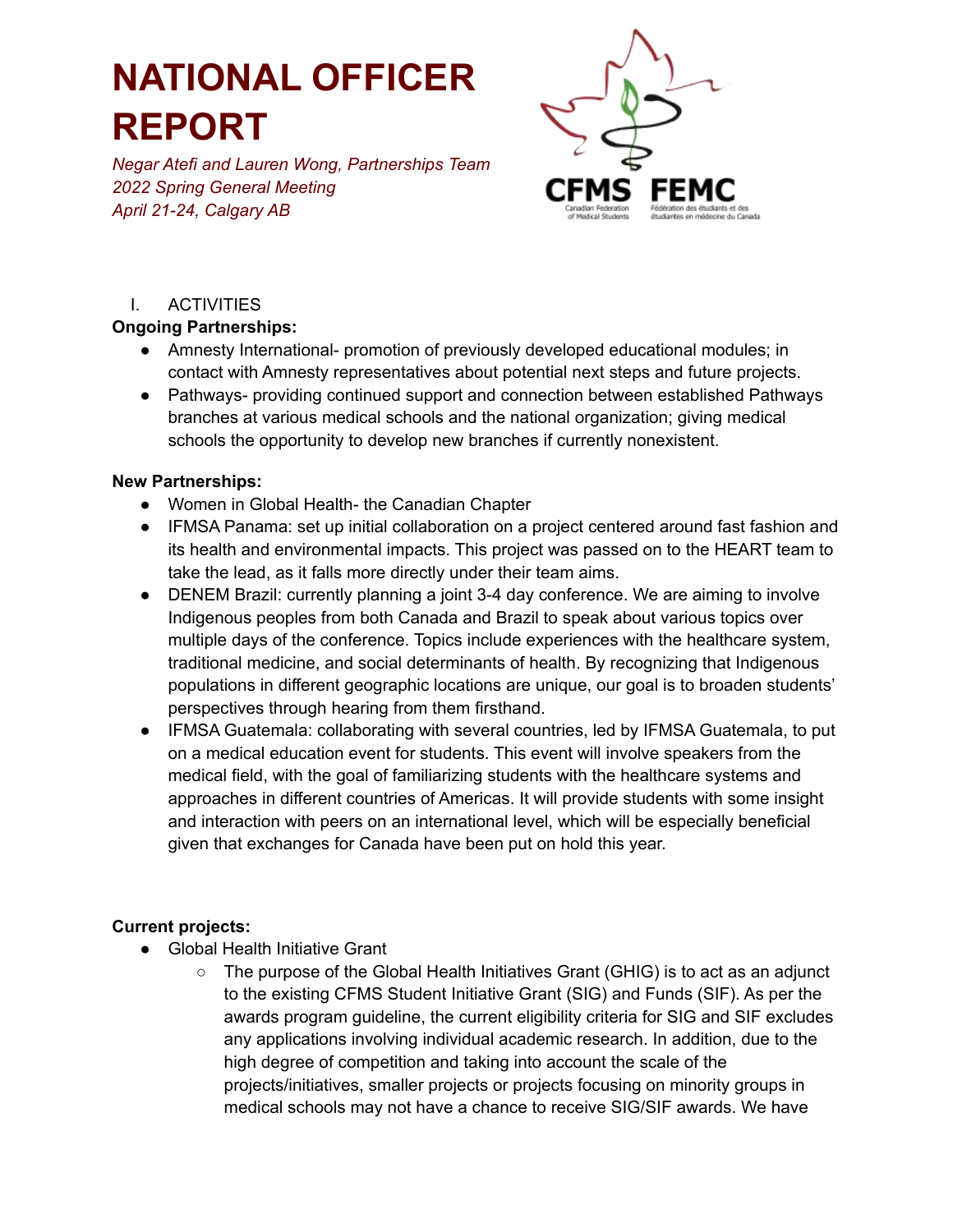# NATIONAL OFFICER REPORT

*Negar Atefi and Lauren Wong, Partnerships Team*
*2022 Spring General Meeting*
*April 21-24, Calgary AB*

I. ACTIVITIES

**Ongoing Partnerships:**

- Amnesty International- promotion of previously developed educational modules; in contact with Amnesty representatives about potential next steps and future projects.
- Pathways- providing continued support and connection between established Pathways branches at various medical schools and the national organization; giving medical schools the opportunity to develop new branches if currently nonexistent.

**New Partnerships:**

- Women in Global Health- the Canadian Chapter
- IFMSA Panama: set up initial collaboration on a project centered around fast fashion and its health and environmental impacts. This project was passed on to the HEART team to take the lead, as it falls more directly under their team aims.
- DENEM Brazil: currently planning a joint 3-4 day conference. We are aiming to involve Indigenous peoples from both Canada and Brazil to speak about various topics over multiple days of the conference. Topics include experiences with the healthcare system, traditional medicine, and social determinants of health. By recognizing that Indigenous populations in different geographic locations are unique, our goal is to broaden students' perspectives through hearing from them firsthand.
- IFMSA Guatemala: collaborating with several countries, led by IFMSA Guatemala, to put on a medical education event for students. This event will involve speakers from the medical field, with the goal of familiarizing students with the healthcare systems and approaches in different countries of Americas. It will provide students with some insight and interaction with peers on an international level, which will be especially beneficial given that exchanges for Canada have been put on hold this year.

**Current projects:**

- Global Health Initiative Grant
  - The purpose of the Global Health Initiatives Grant (GHIG) is to act as an adjunct to the existing CFMS Student Initiative Grant (SIG) and Funds (SIF). As per the awards program guideline, the current eligibility criteria for SIG and SIF excludes any applications involving individual academic research. In addition, due to the high degree of competition and taking into account the scale of the projects/initiatives, smaller projects or projects focusing on minority groups in medical schools may not have a chance to receive SIG/SIF awards. We have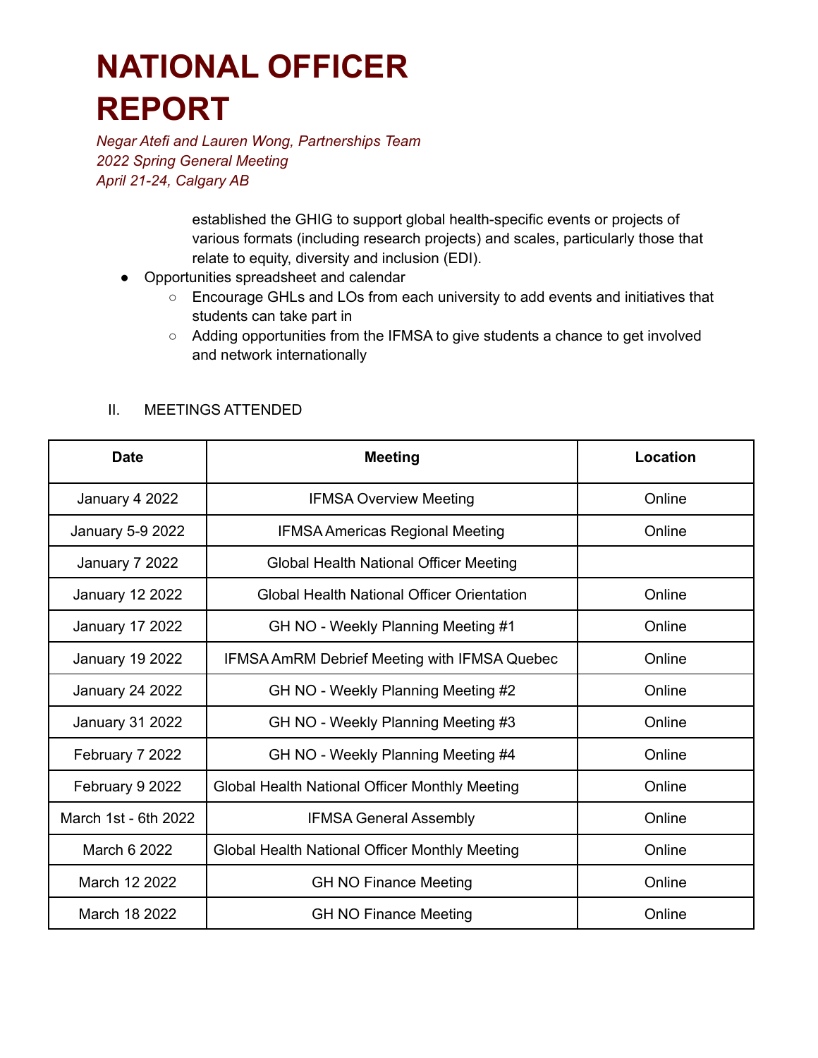# NATIONAL OFFICER REPORT

*Negar Atefi and Lauren Wong, Partnerships Team*
*2022 Spring General Meeting*
*April 21-24, Calgary AB*

established the GHIG to support global health-specific events or projects of various formats (including research projects) and scales, particularly those that relate to equity, diversity and inclusion (EDI).

- Opportunities spreadsheet and calendar
    - Encourage GHLs and LOs from each university to add events and initiatives that students can take part in
    - Adding opportunities from the IFMSA to give students a chance to get involved and network internationally

II. MEETINGS ATTENDED

| Date | Meeting | Location |
|---|---|---|
| January 4 2022 | IFMSA Overview Meeting | Online |
| January 5-9 2022 | IFMSA Americas Regional Meeting | Online |
| January 7 2022 | Global Health National Officer Meeting | |
| January 12 2022 | Global Health National Officer Orientation | Online |
| January 17 2022 | GH NO - Weekly Planning Meeting #1 | Online |
| January 19 2022 | IFMSA AmRM Debrief Meeting with IFMSA Quebec | Online |
| January 24 2022 | GH NO - Weekly Planning Meeting #2 | Online |
| January 31 2022 | GH NO - Weekly Planning Meeting #3 | Online |
| February 7 2022 | GH NO - Weekly Planning Meeting #4 | Online |
| February 9 2022 | Global Health National Officer Monthly Meeting | Online |
| March 1st - 6th 2022 | IFMSA General Assembly | Online |
| March 6 2022 | Global Health National Officer Monthly Meeting | Online |
| March 12 2022 | GH NO Finance Meeting | Online |
| March 18 2022 | GH NO Finance Meeting | Online |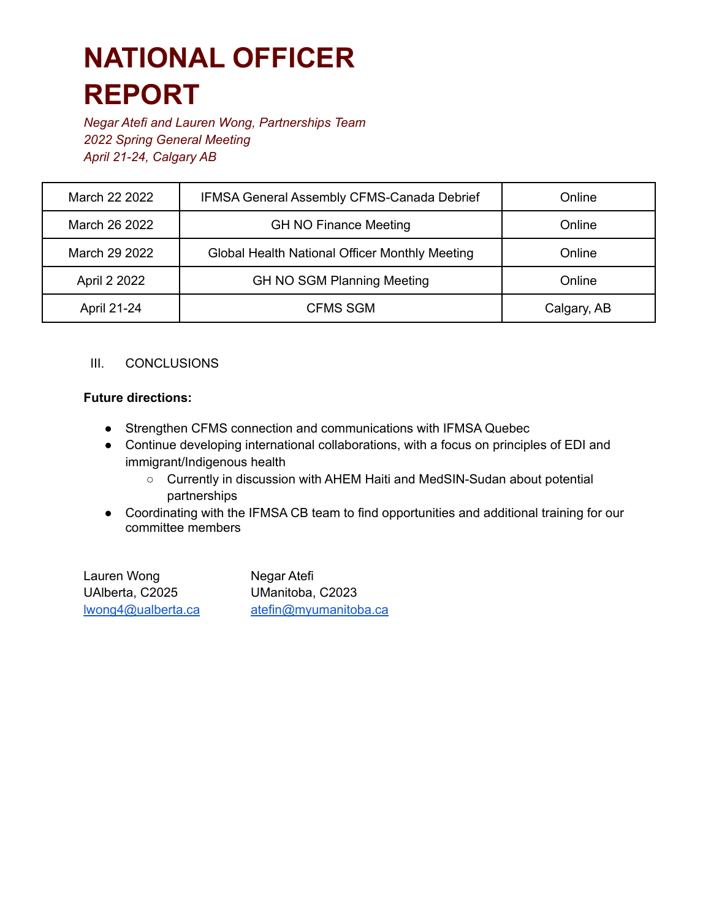# NATIONAL OFFICER REPORT

*Negar Atefi and Lauren Wong, Partnerships Team*
*2022 Spring General Meeting*
*April 21-24, Calgary AB*

| | | |
|---|---|---|
| March 22 2022 | IFMSA General Assembly CFMS-Canada Debrief | Online |
| March 26 2022 | GH NO Finance Meeting | Online |
| March 29 2022 | Global Health National Officer Monthly Meeting | Online |
| April 2 2022 | GH NO SGM Planning Meeting | Online |
| April 21-24 | CFMS SGM | Calgary, AB |

III. CONCLUSIONS

**Future directions:**

- Strengthen CFMS connection and communications with IFMSA Quebec
- Continue developing international collaborations, with a focus on principles of EDI and immigrant/Indigenous health
  - Currently in discussion with AHEM Haiti and MedSIN-Sudan about potential partnerships
- Coordinating with the IFMSA CB team to find opportunities and additional training for our committee members

Lauren Wong
UAlberta, C2025
lwong4@ualberta.ca

Negar Atefi
UManitoba, C2023
atefin@myumanitoba.ca